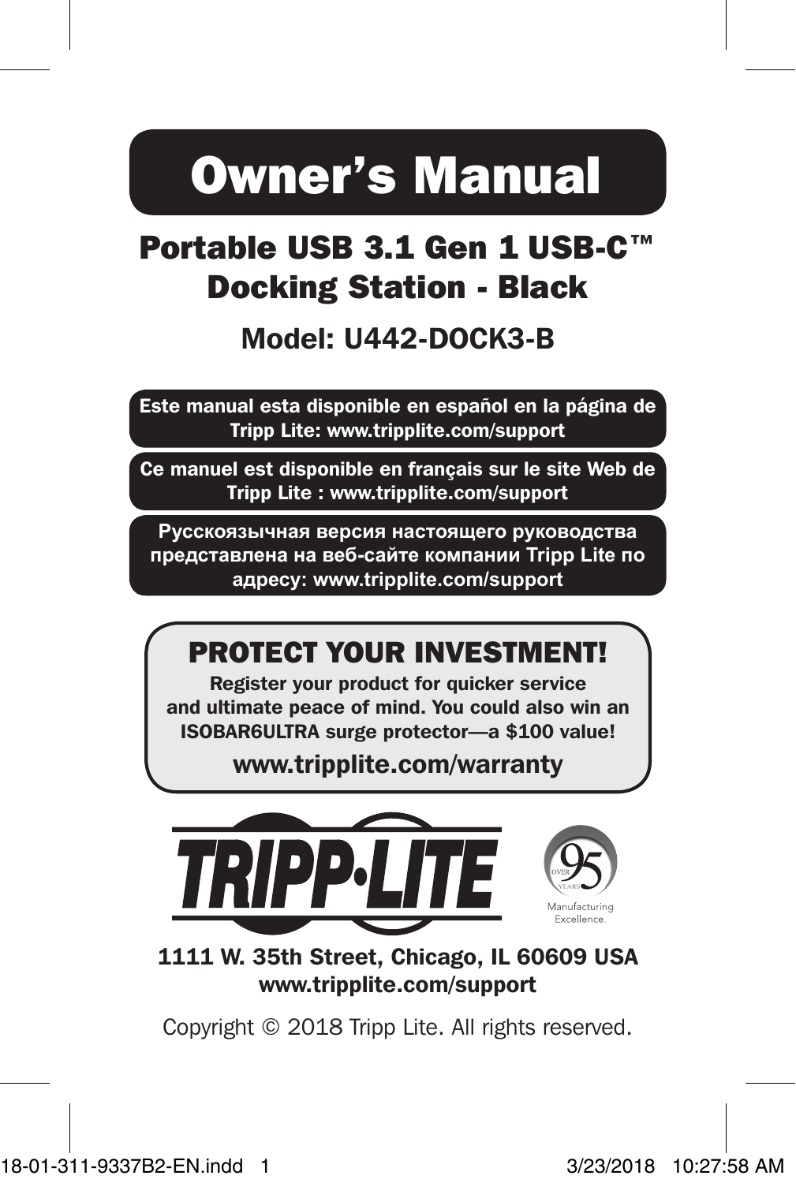# Owner's Manual

## Portable USB 3.1 Gen 1 USB-C™ Docking Station - Black

### Model: U442-DOCK3-B

**Este manual esta disponible en español en la página de Tripp Lite: www.tripplite.com/support**

**Ce manuel est disponible en français sur le site Web de Tripp Lite : www.tripplite.com/support**

**Русскоязычная версия настоящего руководства представлена на веб-сайте компании Tripp Lite по адресу: www.tripplite.com/support**

## PROTECT YOUR INVESTMENT!

**Register your product for quicker service and ultimate peace of mind. You could also win an ISOBAR6ULTRA surge protector—a $100 value!**

**www.tripplite.com/warranty**

TRIPP·LITE

OVER 95 YEARS Manufacturing Excellence.

**1111 W. 35th Street, Chicago, IL 60609 USA**
**www.tripplite.com/support**

Copyright © 2018 Tripp Lite. All rights reserved.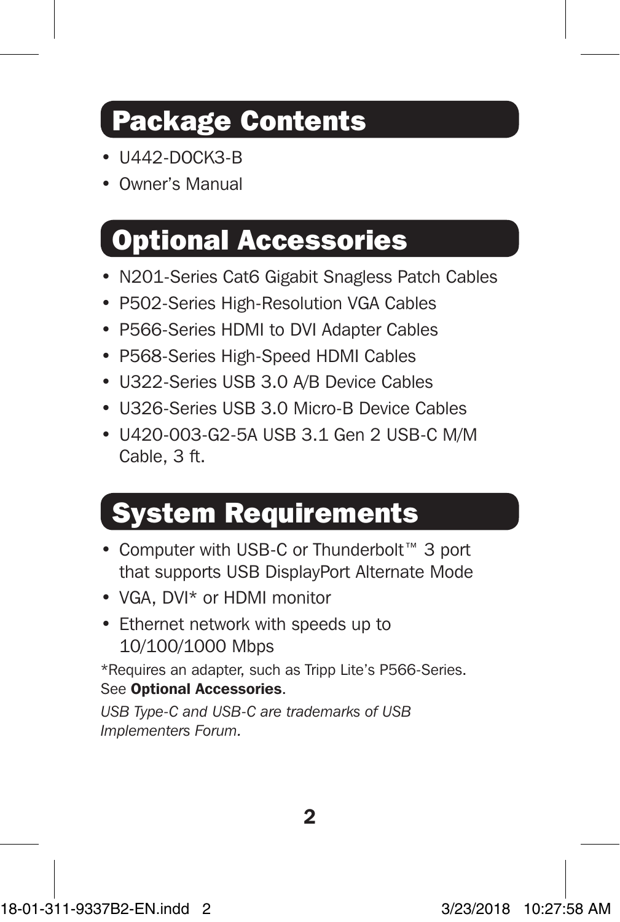## Package Contents

- U442-DOCK3-B
- Owner's Manual

## Optional Accessories

- N201-Series Cat6 Gigabit Snagless Patch Cables
- P502-Series High-Resolution VGA Cables
- P566-Series HDMI to DVI Adapter Cables
- P568-Series High-Speed HDMI Cables
- U322-Series USB 3.0 A/B Device Cables
- U326-Series USB 3.0 Micro-B Device Cables
- U420-003-G2-5A USB 3.1 Gen 2 USB-C M/M Cable, 3 ft.

## System Requirements

- Computer with USB-C or Thunderbolt™ 3 port that supports USB DisplayPort Alternate Mode
- VGA, DVI* or HDMI monitor
- Ethernet network with speeds up to 10/100/1000 Mbps

*Requires an adapter, such as Tripp Lite's P566-Series. See **Optional Accessories**.

*USB Type-C and USB-C are trademarks of USB Implementers Forum.*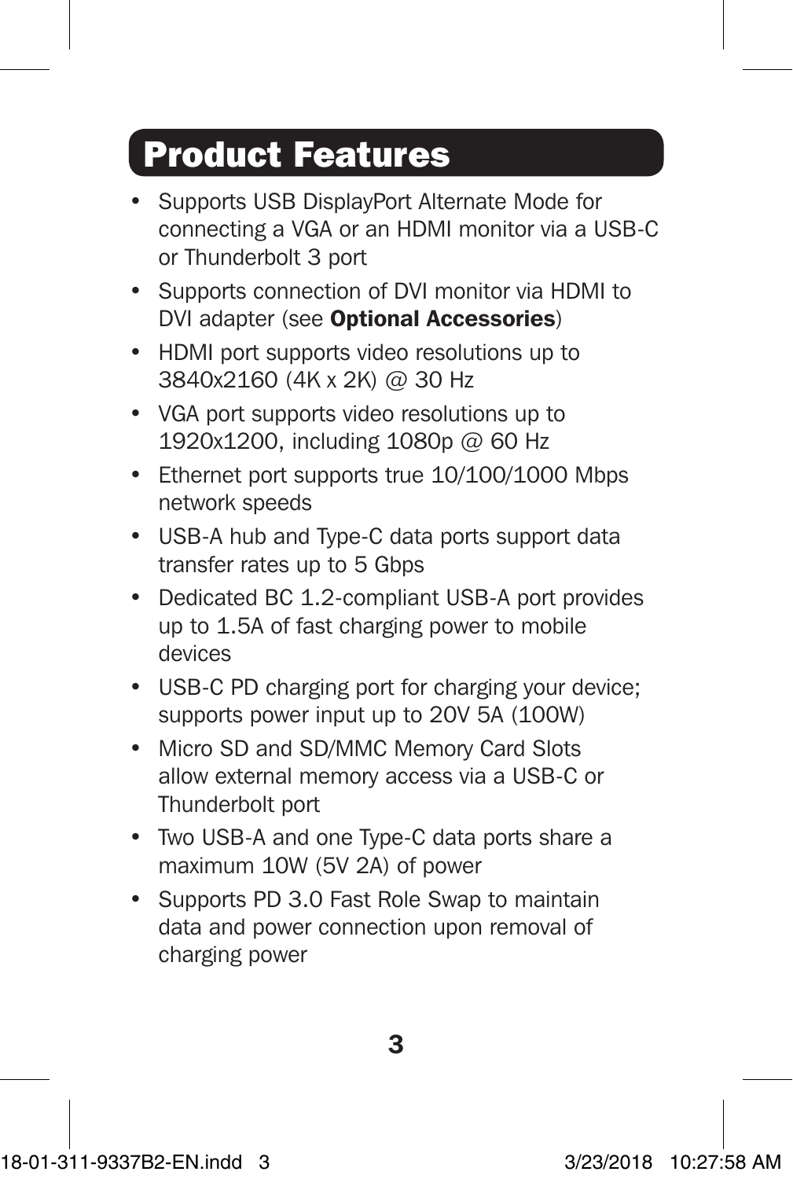## Product Features

- Supports USB DisplayPort Alternate Mode for connecting a VGA or an HDMI monitor via a USB-C or Thunderbolt 3 port
- Supports connection of DVI monitor via HDMI to DVI adapter (see **Optional Accessories**)
- HDMI port supports video resolutions up to 3840x2160 (4K x 2K) @ 30 Hz
- VGA port supports video resolutions up to 1920x1200, including 1080p @ 60 Hz
- Ethernet port supports true 10/100/1000 Mbps network speeds
- USB-A hub and Type-C data ports support data transfer rates up to 5 Gbps
- Dedicated BC 1.2-compliant USB-A port provides up to 1.5A of fast charging power to mobile devices
- USB-C PD charging port for charging your device; supports power input up to 20V 5A (100W)
- Micro SD and SD/MMC Memory Card Slots allow external memory access via a USB-C or Thunderbolt port
- Two USB-A and one Type-C data ports share a maximum 10W (5V 2A) of power
- Supports PD 3.0 Fast Role Swap to maintain data and power connection upon removal of charging power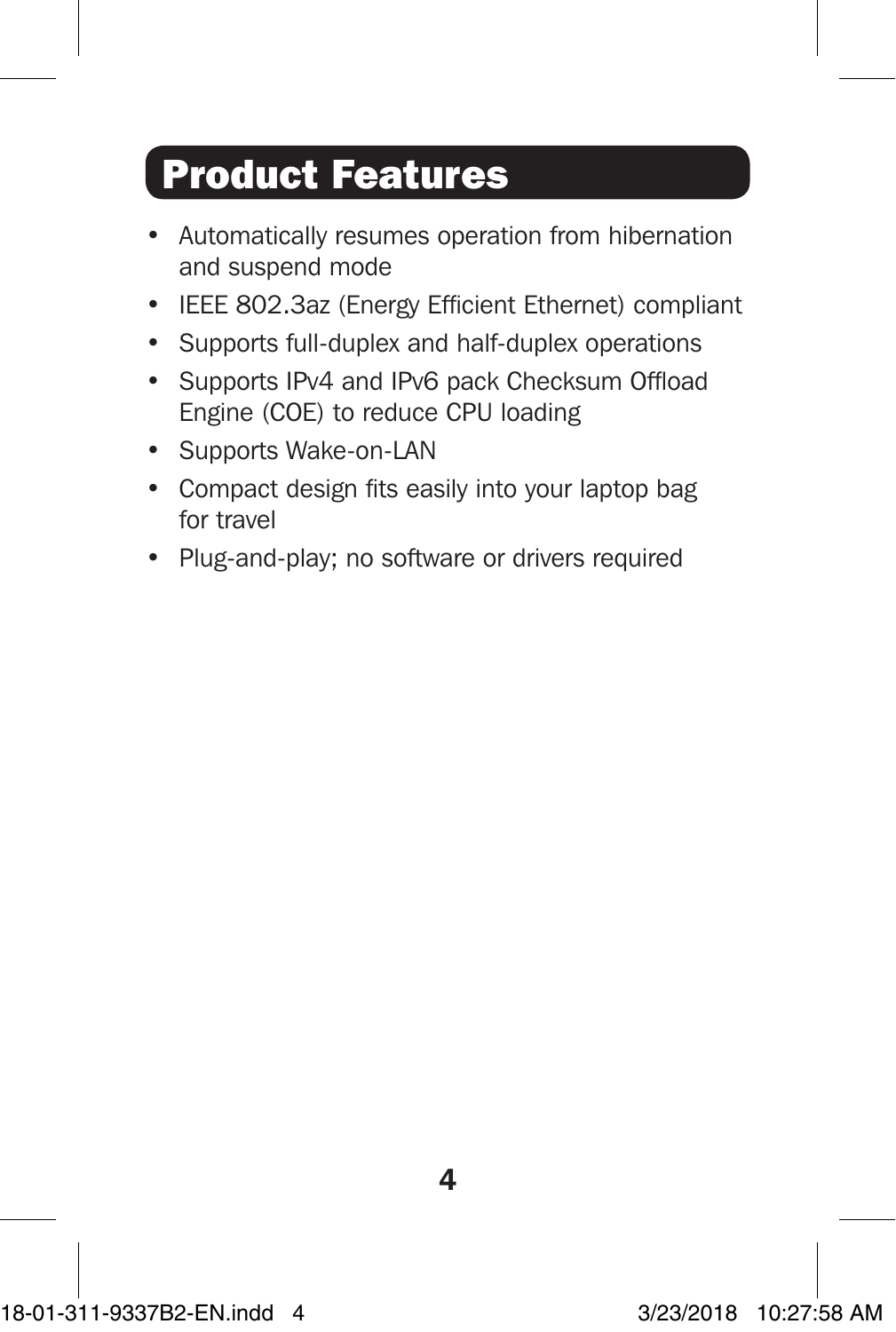## Product Features

- Automatically resumes operation from hibernation and suspend mode
- IEEE 802.3az (Energy Efficient Ethernet) compliant
- Supports full-duplex and half-duplex operations
- Supports IPv4 and IPv6 pack Checksum Offload Engine (COE) to reduce CPU loading
- Supports Wake-on-LAN
- Compact design fits easily into your laptop bag for travel
- Plug-and-play; no software or drivers required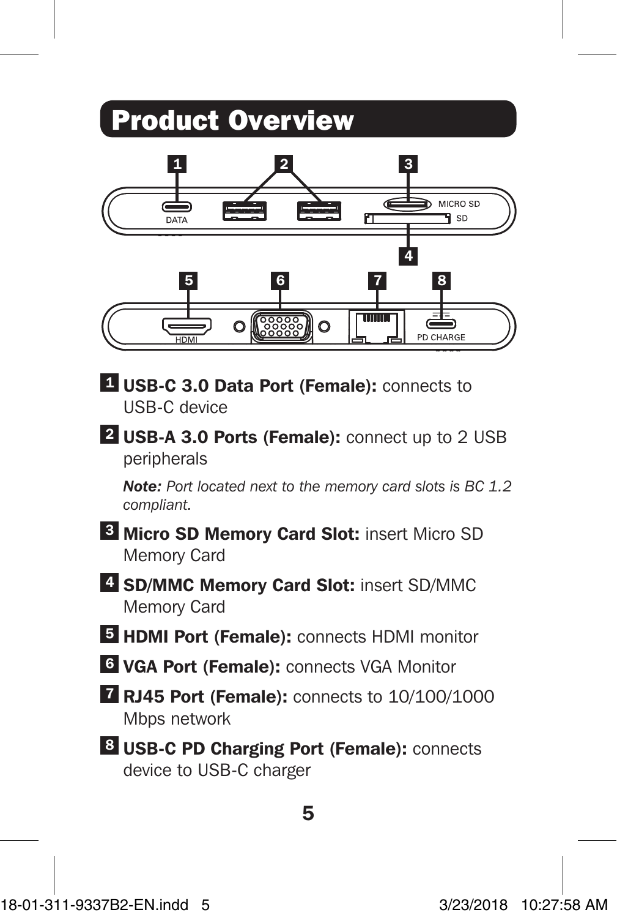## Product Overview

1. **USB-C 3.0 Data Port (Female):** connects to USB-C device
2. **USB-A 3.0 Ports (Female):** connect up to 2 USB peripherals

   ***Note:*** *Port located next to the memory card slots is BC 1.2 compliant.*
3. **Micro SD Memory Card Slot:** insert Micro SD Memory Card
4. **SD/MMC Memory Card Slot:** insert SD/MMC Memory Card
5. **HDMI Port (Female):** connects HDMI monitor
6. **VGA Port (Female):** connects VGA Monitor
7. **RJ45 Port (Female):** connects to 10/100/1000 Mbps network
8. **USB-C PD Charging Port (Female):** connects device to USB-C charger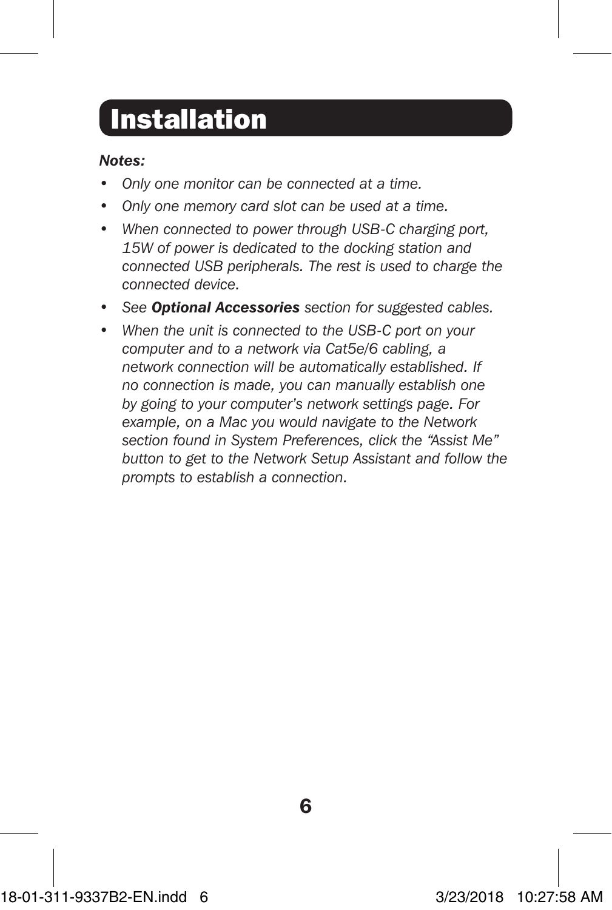# Installation

***Notes:***

- *Only one monitor can be connected at a time.*
- *Only one memory card slot can be used at a time.*
- *When connected to power through USB-C charging port, 15W of power is dedicated to the docking station and connected USB peripherals. The rest is used to charge the connected device.*
- *See **Optional Accessories** section for suggested cables.*
- *When the unit is connected to the USB-C port on your computer and to a network via Cat5e/6 cabling, a network connection will be automatically established. If no connection is made, you can manually establish one by going to your computer's network settings page. For example, on a Mac you would navigate to the Network section found in System Preferences, click the "Assist Me" button to get to the Network Setup Assistant and follow the prompts to establish a connection.*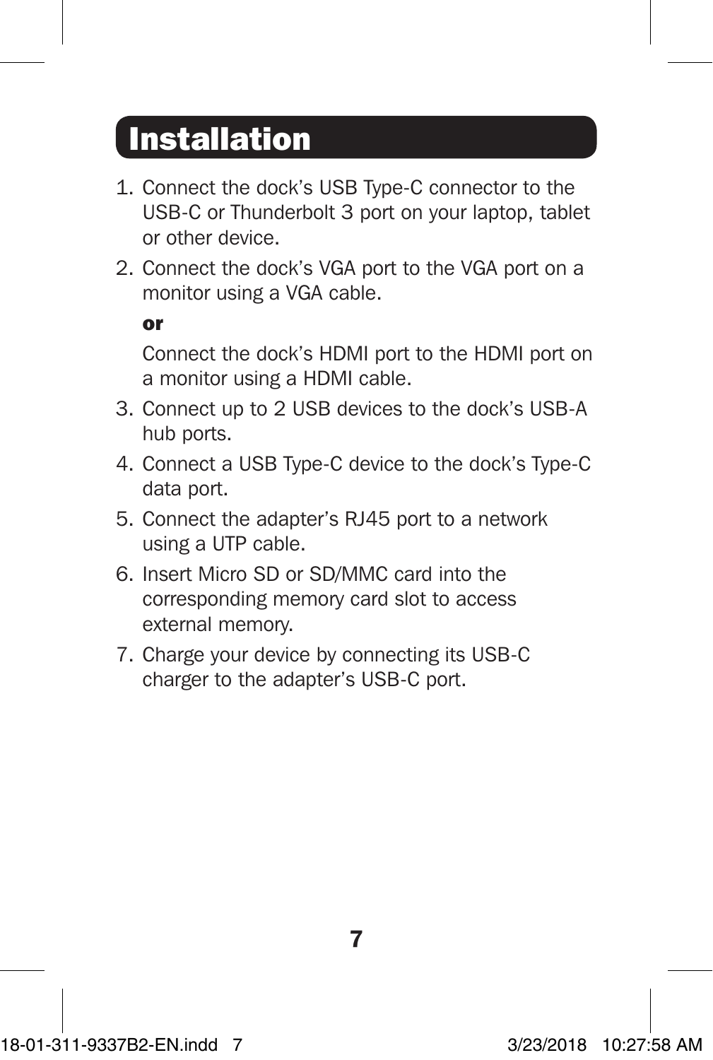# Installation

1. Connect the dock's USB Type-C connector to the USB-C or Thunderbolt 3 port on your laptop, tablet or other device.
2. Connect the dock's VGA port to the VGA port on a monitor using a VGA cable.

   **or**

   Connect the dock's HDMI port to the HDMI port on a monitor using a HDMI cable.
3. Connect up to 2 USB devices to the dock's USB-A hub ports.
4. Connect a USB Type-C device to the dock's Type-C data port.
5. Connect the adapter's RJ45 port to a network using a UTP cable.
6. Insert Micro SD or SD/MMC card into the corresponding memory card slot to access external memory.
7. Charge your device by connecting its USB-C charger to the adapter's USB-C port.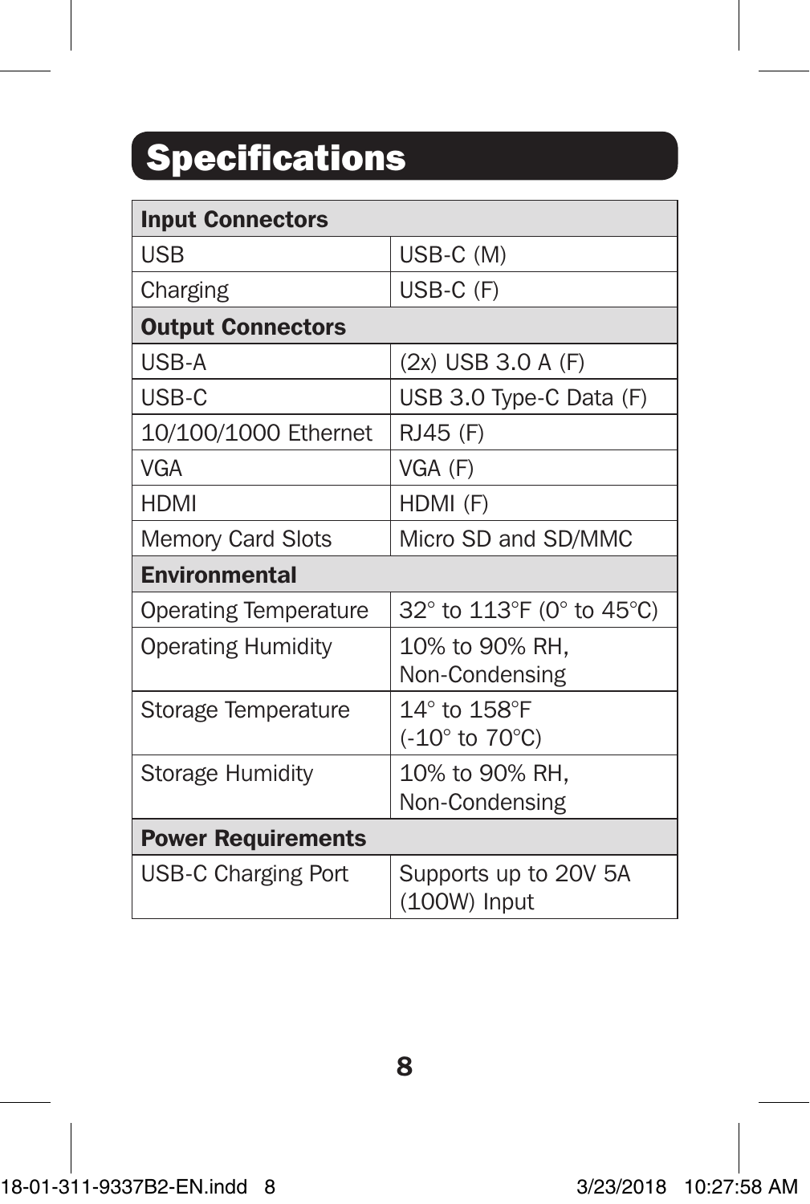# Specifications

| Input Connectors | |
|---|---|
| USB | USB-C (M) |
| Charging | USB-C (F) |
| **Output Connectors** | |
| USB-A | (2x) USB 3.0 A (F) |
| USB-C | USB 3.0 Type-C Data (F) |
| 10/100/1000 Ethernet | RJ45 (F) |
| VGA | VGA (F) |
| HDMI | HDMI (F) |
| Memory Card Slots | Micro SD and SD/MMC |
| **Environmental** | |
| Operating Temperature | 32° to 113°F (0° to 45°C) |
| Operating Humidity | 10% to 90% RH, Non-Condensing |
| Storage Temperature | 14° to 158°F (-10° to 70°C) |
| Storage Humidity | 10% to 90% RH, Non-Condensing |
| **Power Requirements** | |
| USB-C Charging Port | Supports up to 20V 5A (100W) Input |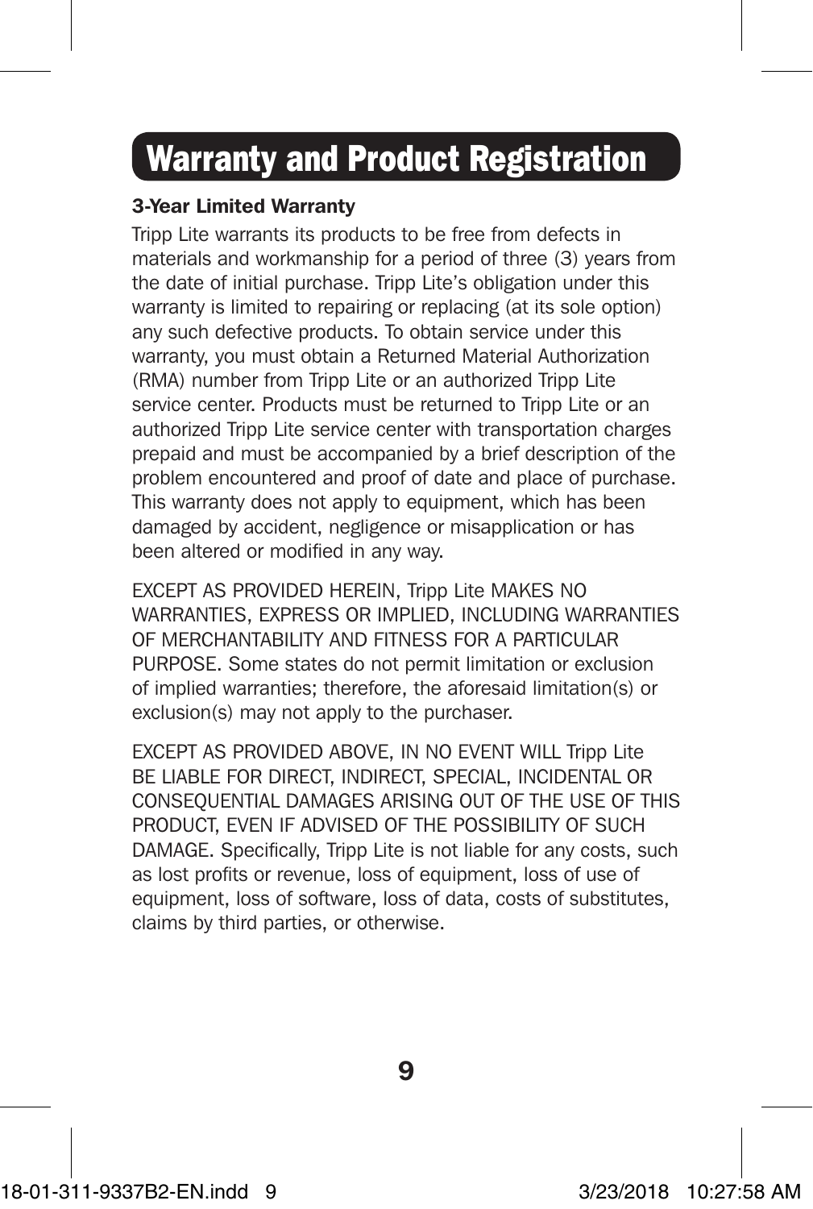# Warranty and Product Registration

**3-Year Limited Warranty**

Tripp Lite warrants its products to be free from defects in materials and workmanship for a period of three (3) years from the date of initial purchase. Tripp Lite's obligation under this warranty is limited to repairing or replacing (at its sole option) any such defective products. To obtain service under this warranty, you must obtain a Returned Material Authorization (RMA) number from Tripp Lite or an authorized Tripp Lite service center. Products must be returned to Tripp Lite or an authorized Tripp Lite service center with transportation charges prepaid and must be accompanied by a brief description of the problem encountered and proof of date and place of purchase. This warranty does not apply to equipment, which has been damaged by accident, negligence or misapplication or has been altered or modified in any way.

EXCEPT AS PROVIDED HEREIN, Tripp Lite MAKES NO WARRANTIES, EXPRESS OR IMPLIED, INCLUDING WARRANTIES OF MERCHANTABILITY AND FITNESS FOR A PARTICULAR PURPOSE. Some states do not permit limitation or exclusion of implied warranties; therefore, the aforesaid limitation(s) or exclusion(s) may not apply to the purchaser.

EXCEPT AS PROVIDED ABOVE, IN NO EVENT WILL Tripp Lite BE LIABLE FOR DIRECT, INDIRECT, SPECIAL, INCIDENTAL OR CONSEQUENTIAL DAMAGES ARISING OUT OF THE USE OF THIS PRODUCT, EVEN IF ADVISED OF THE POSSIBILITY OF SUCH DAMAGE. Specifically, Tripp Lite is not liable for any costs, such as lost profits or revenue, loss of equipment, loss of use of equipment, loss of software, loss of data, costs of substitutes, claims by third parties, or otherwise.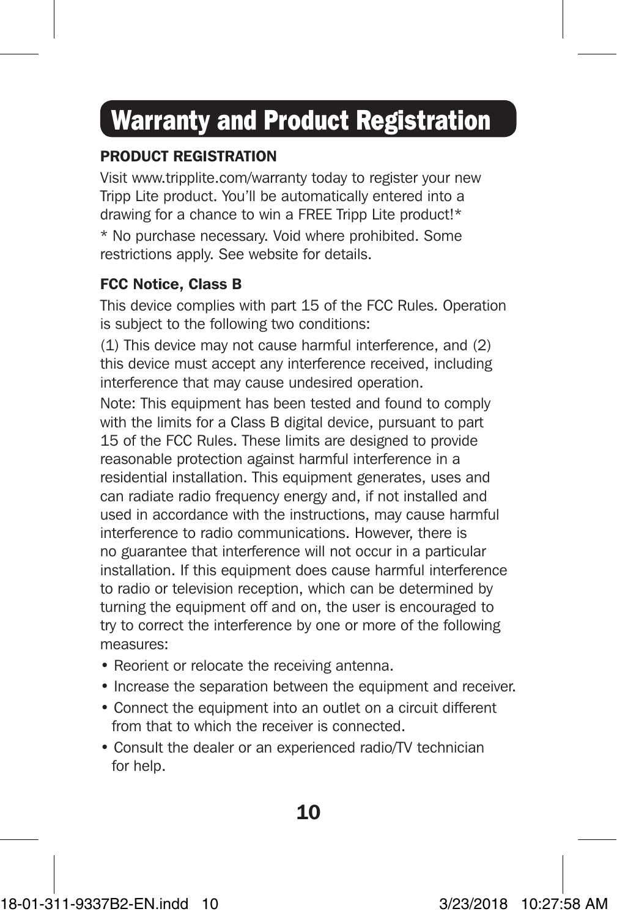# Warranty and Product Registration

**PRODUCT REGISTRATION**

Visit www.tripplite.com/warranty today to register your new Tripp Lite product. You'll be automatically entered into a drawing for a chance to win a FREE Tripp Lite product!*

* No purchase necessary. Void where prohibited. Some restrictions apply. See website for details.

**FCC Notice, Class B**

This device complies with part 15 of the FCC Rules. Operation is subject to the following two conditions:

(1) This device may not cause harmful interference, and (2) this device must accept any interference received, including interference that may cause undesired operation.

Note: This equipment has been tested and found to comply with the limits for a Class B digital device, pursuant to part 15 of the FCC Rules. These limits are designed to provide reasonable protection against harmful interference in a residential installation. This equipment generates, uses and can radiate radio frequency energy and, if not installed and used in accordance with the instructions, may cause harmful interference to radio communications. However, there is no guarantee that interference will not occur in a particular installation. If this equipment does cause harmful interference to radio or television reception, which can be determined by turning the equipment off and on, the user is encouraged to try to correct the interference by one or more of the following measures:

- Reorient or relocate the receiving antenna.
- Increase the separation between the equipment and receiver.
- Connect the equipment into an outlet on a circuit different from that to which the receiver is connected.
- Consult the dealer or an experienced radio/TV technician for help.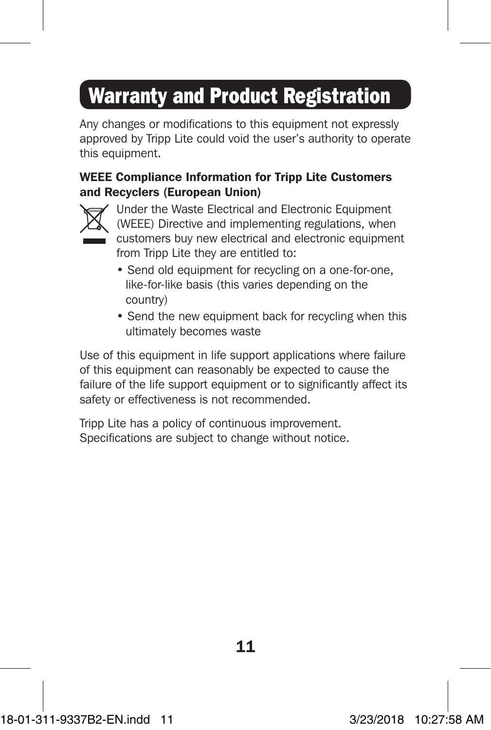# Warranty and Product Registration

Any changes or modifications to this equipment not expressly approved by Tripp Lite could void the user's authority to operate this equipment.

**WEEE Compliance Information for Tripp Lite Customers and Recyclers (European Union)**

Under the Waste Electrical and Electronic Equipment (WEEE) Directive and implementing regulations, when customers buy new electrical and electronic equipment from Tripp Lite they are entitled to:

- Send old equipment for recycling on a one-for-one, like-for-like basis (this varies depending on the country)
- Send the new equipment back for recycling when this ultimately becomes waste

Use of this equipment in life support applications where failure of this equipment can reasonably be expected to cause the failure of the life support equipment or to significantly affect its safety or effectiveness is not recommended.

Tripp Lite has a policy of continuous improvement. Specifications are subject to change without notice.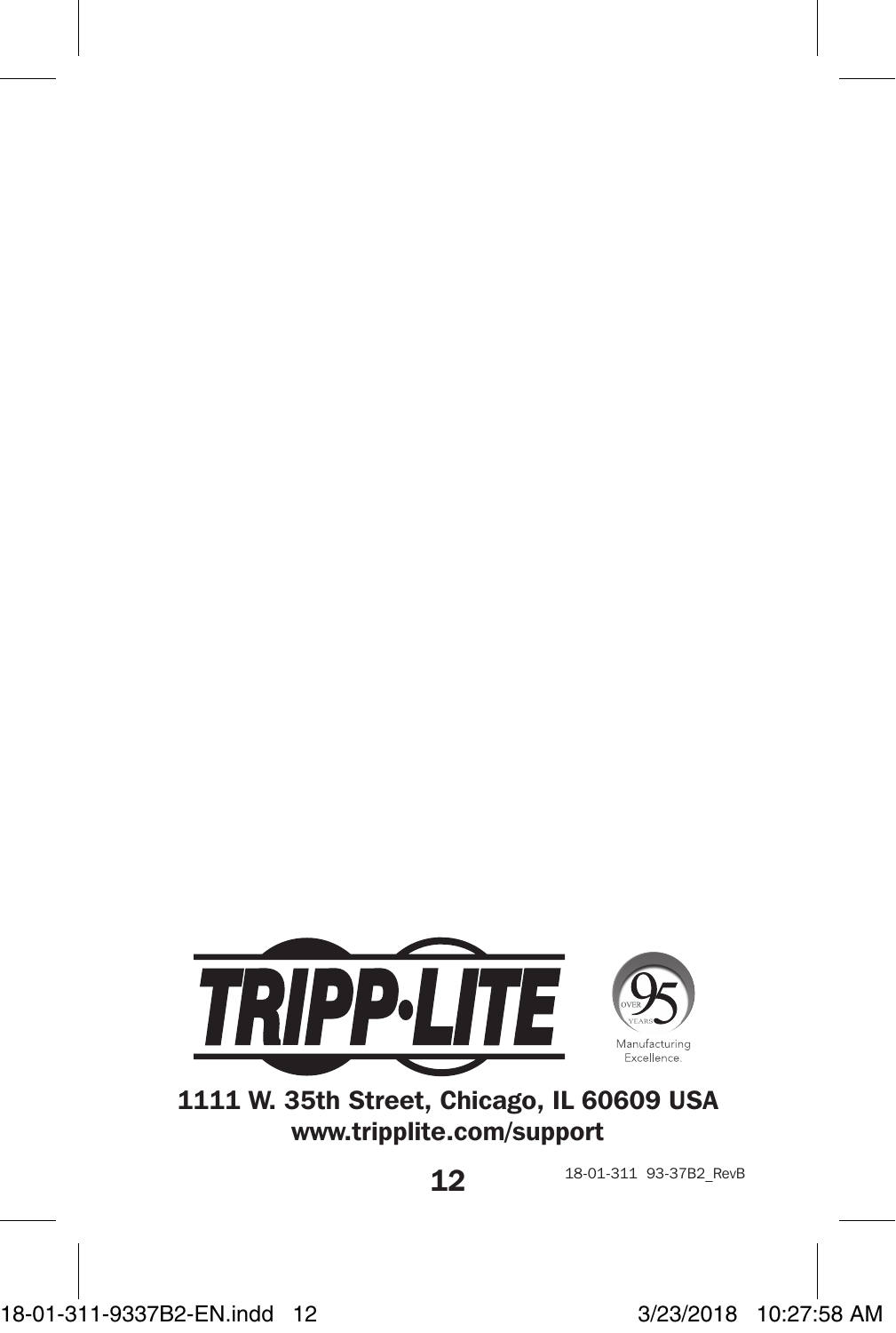1111 W. 35th Street, Chicago, IL 60609 USA

www.tripplite.com/support

18-01-311 93-37B2_RevB